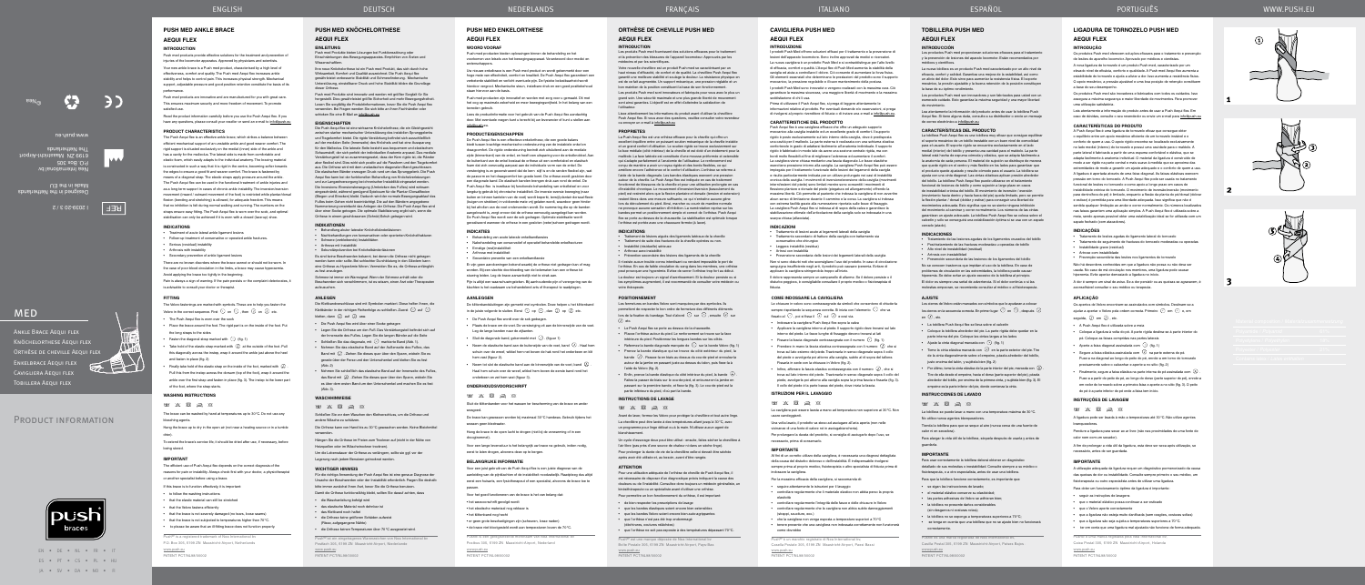# MED

Ankle Brace Aequi Flex
Knöchelorthese Aequi Flex
Orthèse de cheville Aequi Flex
Enkelbrace Aequi Flex
Cavigliera Aequi Flex
Tobillera Aequi Flex

Product information

www.push.eu

Nea International bv
P.O. Box 336
6199 ZN Maastricht-Airport
The Netherlands

Designed in the Netherlands
Made in the EU

ENGLISH | DEUTSCH | NEDERLANDS | FRANÇAIS | ITALIANO | ESPAÑOL | PORTUGUÊS | WWW.PUSH.EU

## PUSH MED ANKLE BRACE AEQUI FLEX

### INTRODUCTION

### PRODUCT CHARACTERISTICS

### INDICATIONS

### FITTING

### WASHING INSTRUCTIONS

### IMPORTANT

## PUSH MED KNÖCHELORTHESE AEQUI FLEX

### EINLEITUNG

### EIGENSCHAFTEN

### INDIKATIONEN

### ANLEGEN

### WASCHHINWEISE

### WICHTIGE HINWEISE

## PUSH MED ENKELORTHESE AEQUI FLEX

### INLEIDING

### PRODUCTEIGENSCHAPPEN

### INDICATIES

### AANLEGGEN

### ONDERHOUDSVOORSCHRIFT

### BELANGRIJKE INFORMATIE

## ORTHÈSE DE CHEVILLE PUSH MED AEQUI FLEX

### INTRODUCTION

### PROPRIÉTÉS

### INDICATIONS

### POSITIONNEMENT

### INSTRUCTIONS DE LAVAGE

### ATTENTION

## CAVIGLIERA PUSH MED AEQUI FLEX

### INTRODUZIONE

### CARATTERISTICHE DEL PRODOTTO

### INDICAZIONI

### COME INDOSSARE LA CAVIGLIERA

### ISTRUZIONI PER IL LAVAGGIO

### IMPORTANTE

## TOBILLERA PUSH MED AEQUI FLEX

### INTRODUCCIÓN

### CARACTERÍSTICAS DEL PRODUCTO

### INDICACIONES

### APLICACIÓN

### INSTRUCCIONES DE LAVADO

### IMPORTANTE

## LIGADURA DE TORNOZELO PUSH MED AEQUI FLEX

### INTRODUÇÃO

### CARACTERÍSTICAS DO PRODUTO

### INDICAÇÕES

### APLICAÇÃO

### INSTRUÇÕES DE LAVAGEM

### IMPORTANTE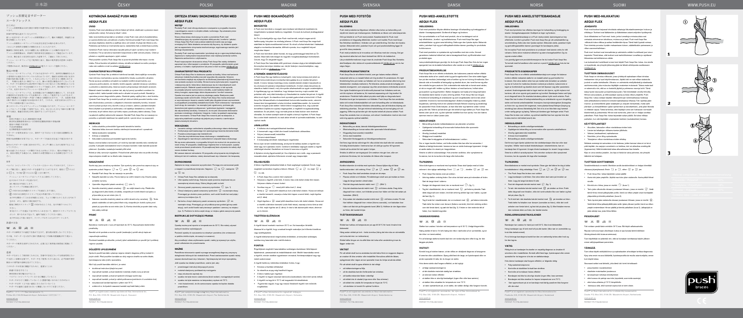日本語 | ČESKY | POLSKI | MAGYAR | DANSK | NORSK | SUOMI | WWW.PUSH.EU

# プッシュ医療足首サポーター エークイフレックス

# KOTNÍKOVÁ BANDÁŽ PUSH MED AEQUI FLEX

## ÚVOD

## CHARAKTERISTIKA VÝROBKU

## INDIKACE

## NASAZENÍ

## PRANÍ

## ZÁRUKA

# ORTEZA STAWU SKOKOWEGO PUSH MED AEQUI FLEX

## WSTĘP

## CHARAKTERYSTYKA PRODUKTU

## WSKAZANIA

## DOPASOWANIE

## INSTRUKCJA DOTYCZĄCA PRANIA

## WAŻNE

# PUSH MED BOKARÖGZÍTŐ AEQUI FLEX

## BEVEZETÉS

## A TERMÉK ISMERTETŐJEGYEI

## JAVALLATOK

## FELHELYEZÉS

## TISZTÍTÁSI ELŐÍRÁSOK

## FONTOS

# PUSH MED FOTSTÖD AEQUI FLEX

## INLEDNING

## PRODUKTKARAKTÄRISTIK

## INDIKATIONER

## ANPASSNING

## TVÄTTANVISNINGAR

## VIKTIGT

# PUSH MED-ANKELSTØTTE AEQUI FLEX

## INDLEDNING

## PRODUKTEGENSKABER

## INDIKATIONER

## TILPASNING

## VASKEANVISNING

## VIGTIGT

# PUSH MED ANKELSTØTTEBANDASJE AEQUI FLEX

## INNLEDNING

## PRODUKTETS EGENSKAPER

## INDIKASJONER

## TILPASNING

## RENGJØRINGSINSTRUKSJONER

## VIKTIG

# PUSH MED-NILKKATUKI AEQUI FLEX

## JOHDANTO

## TUOTTEEN OMINAISUUDET

## KÄYTTÖTILANTEET

## TUOTTEEN SOVITTAMINEN

## PESUOHJEET

## TÄRKEÄÄ

1

2

3

4

push